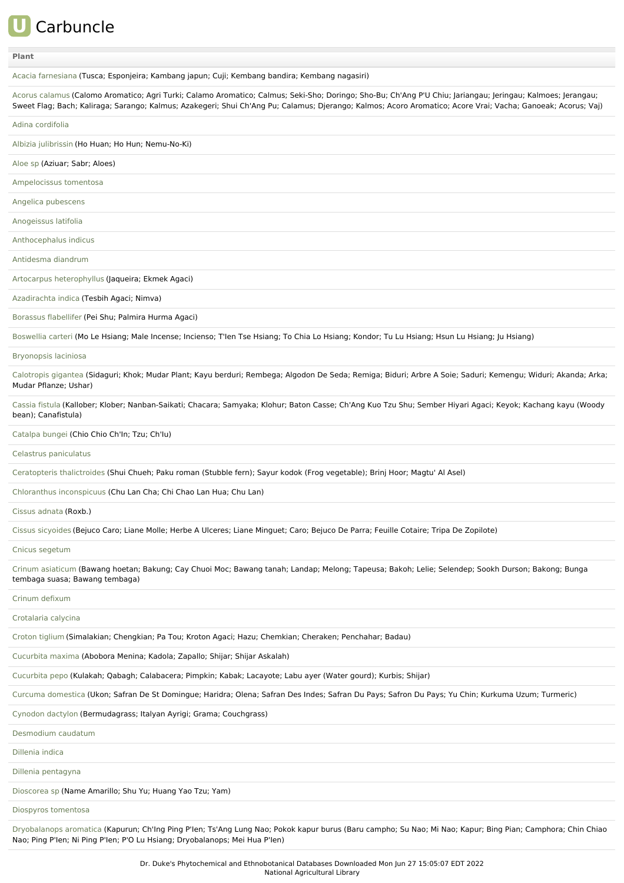# Carbuncle

| Plant |
|---|
| Acacia farnesiana (Tusca; Esponjeira; Kambang japun; Cuji; Kembang bandira; Kembang nagasiri) |
| Acorus calamus (Calomo Aromatico; Agri Turki; Calamo Aromatico; Calmus; Seki-Sho; Doringo; Sho-Bu; Ch'Ang P'U Chiu; Jariangau; Jeringau; Kalmoes; Jerangau; Sweet Flag; Bach; Kaliraga; Sarango; Kalmus; Azakegeri; Shui Ch'Ang Pu; Calamus; Djerango; Kalmos; Acoro Aromatico; Acore Vrai; Vacha; Ganoeak; Acorus; Vaj) |
| Adina cordifolia |
| Albizia julibrissin (Ho Huan; Ho Hun; Nemu-No-Ki) |
| Aloe sp (Aziuar; Sabr; Aloes) |
| Ampelocissus tomentosa |
| Angelica pubescens |
| Anogeissus latifolia |
| Anthocephalus indicus |
| Antidesma diandrum |
| Artocarpus heterophyllus (Jaqueira; Ekmek Agaci) |
| Azadirachta indica (Tesbih Agaci; Nimva) |
| Borassus flabellifer (Pei Shu; Palmira Hurma Agaci) |
| Boswellia carteri (Mo Le Hsiang; Male Incense; Incienso; T'Ien Tse Hsiang; To Chia Lo Hsiang; Kondor; Tu Lu Hsiang; Hsun Lu Hsiang; Ju Hsiang) |
| Bryonopsis laciniosa |
| Calotropis gigantea (Sidaguri; Khok; Mudar Plant; Kayu berduri; Rembega; Algodon De Seda; Remiga; Biduri; Arbre A Soie; Saduri; Kemengu; Widuri; Akanda; Arka; Mudar Pflanze; Ushar) |
| Cassia fistula (Kallober; Klober; Nanban-Saikati; Chacara; Samyaka; Klohur; Baton Casse; Ch'Ang Kuo Tzu Shu; Sember Hiyari Agaci; Keyok; Kachang kayu (Woody bean); Canafistula) |
| Catalpa bungei (Chio Chio Ch'In; Tzu; Ch'Iu) |
| Celastrus paniculatus |
| Ceratopteris thalictroides (Shui Chueh; Paku roman (Stubble fern); Sayur kodok (Frog vegetable); Brinj Hoor; Magtu' Al Asel) |
| Chloranthus inconspicuus (Chu Lan Cha; Chi Chao Lan Hua; Chu Lan) |
| Cissus adnata (Roxb.) |
| Cissus sicyoides (Bejuco Caro; Liane Molle; Herbe A Ulceres; Liane Minguet; Caro; Bejuco De Parra; Feuille Cotaire; Tripa De Zopilote) |
| Cnicus segetum |
| Crinum asiaticum (Bawang hoetan; Bakung; Cay Chuoi Moc; Bawang tanah; Landap; Melong; Tapeusa; Bakoh; Lelie; Selendep; Sookh Durson; Bakong; Bunga tembaga suasa; Bawang tembaga) |
| Crinum defixum |
| Crotalaria calycina |
| Croton tiglium (Simalakian; Chengkian; Pa Tou; Kroton Agaci; Hazu; Chemkian; Cheraken; Penchahar; Badau) |
| Cucurbita maxima (Abobora Menina; Kadola; Zapallo; Shijar; Shijar Askalah) |
| Cucurbita pepo (Kulakah; Qabagh; Calabacera; Pimpkin; Kabak; Lacayote; Labu ayer (Water gourd); Kurbis; Shijar) |
| Curcuma domestica (Ukon; Safran De St Domingue; Haridra; Olena; Safran Des Indes; Safran Du Pays; Safron Du Pays; Yu Chin; Kurkuma Uzum; Turmeric) |
| Cynodon dactylon (Bermudagrass; Italyan Ayrigi; Grama; Couchgrass) |
| Desmodium caudatum |
| Dillenia indica |
| Dillenia pentagyna |
| Dioscorea sp (Name Amarillo; Shu Yu; Huang Yao Tzu; Yam) |
| Diospyros tomentosa |
| Dryobalanops aromatica (Kapurun; Ch'Ing Ping P'Ien; Ts'Ang Lung Nao; Pokok kapur burus (Baru campho; Su Nao; Mi Nao; Kapur; Bing Pian; Camphora; Chin Chiao Nao; Ping P'Ien; Ni Ping P'Ien; P'O Lu Hsiang; Dryobalanops; Mei Hua P'Ien) |

Dr. Duke's Phytochemical and Ethnobotanical Databases Downloaded Mon Jun 27 15:05:07 EDT 2022
National Agricultural Library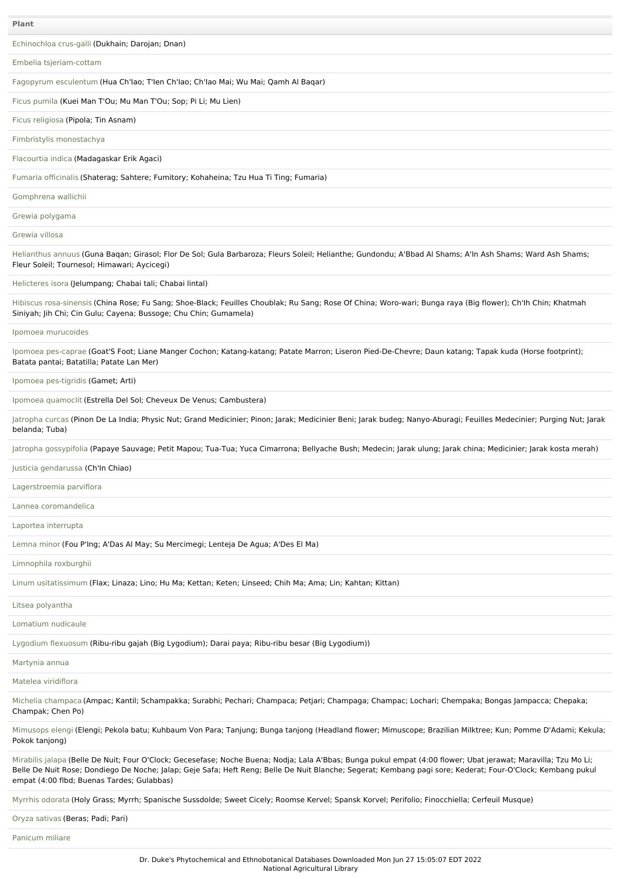| Plant |
| --- |
| Echinochloa crus-galli (Dukhain; Darojan; Dnan) |
| Embelia tsjeriam-cottam |
| Fagopyrum esculentum (Hua Ch'Iao; T'Ien Ch'Iao; Ch'Iao Mai; Wu Mai; Qamh Al Baqar) |
| Ficus pumila (Kuei Man T'Ou; Mu Man T'Ou; Sop; Pi Li; Mu Lien) |
| Ficus religiosa (Pipola; Tin Asnam) |
| Fimbristylis monostachya |
| Flacourtia indica (Madagaskar Erik Agaci) |
| Fumaria officinalis (Shaterag; Sahtere; Fumitory; Kohaheina; Tzu Hua Ti Ting; Fumaria) |
| Gomphrena wallichii |
| Grewia polygama |
| Grewia villosa |
| Helianthus annuus (Guna Baqan; Girasol; Flor De Sol; Gula Barbaroza; Fleurs Soleil; Helianthe; Gundondu; A'Bbad Al Shams; A'In Ash Shams; Ward Ash Shams; Fleur Soleil; Tournesol; Himawari; Aycicegi) |
| Helicteres isora (Jelumpang; Chabai tali; Chabai lintal) |
| Hibiscus rosa-sinensis (China Rose; Fu Sang; Shoe-Black; Feuilles Choublak; Ru Sang; Rose Of China; Woro-wari; Bunga raya (Big flower); Ch'Ih Chin; Khatmah Siniyah; Jih Chi; Cin Gulu; Cayena; Bussoge; Chu Chin; Gumamela) |
| Ipomoea murucoides |
| Ipomoea pes-caprae (Goat'S Foot; Liane Manger Cochon; Katang-katang; Patate Marron; Liseron Pied-De-Chevre; Daun katang; Tapak kuda (Horse footprint); Batata pantai; Batatilla; Patate Lan Mer) |
| Ipomoea pes-tigridis (Gamet; Arti) |
| Ipomoea quamoclit (Estrella Del Sol; Cheveux De Venus; Cambustera) |
| Jatropha curcas (Pinon De La India; Physic Nut; Grand Medicinier; Pinon; Jarak; Medicinier Beni; Jarak budeg; Nanyo-Aburagi; Feuilles Medecinier; Purging Nut; Jarak belanda; Tuba) |
| Jatropha gossypifolia (Papaye Sauvage; Petit Mapou; Tua-Tua; Yuca Cimarrona; Bellyache Bush; Medecin; Jarak ulung; Jarak china; Medicinier; Jarak kosta merah) |
| Justicia gendarussa (Ch'In Chiao) |
| Lagerstroemia parviflora |
| Lannea coromandelica |
| Laportea interrupta |
| Lemna minor (Fou P'Ing; A'Das Al May; Su Mercimegi; Lenteja De Agua; A'Des El Ma) |
| Limnophila roxburghii |
| Linum usitatissimum (Flax; Linaza; Lino; Hu Ma; Kettan; Keten; Linseed; Chih Ma; Ama; Lin; Kahtan; Kittan) |
| Litsea polyantha |
| Lomatium nudicaule |
| Lygodium flexuosum (Ribu-ribu gajah (Big Lygodium); Darai paya; Ribu-ribu besar (Big Lygodium)) |
| Martynia annua |
| Matelea viridiflora |
| Michelia champaca (Ampac; Kantil; Schampakka; Surabhi; Pechari; Champaca; Petjari; Champaga; Champac; Lochari; Chempaka; Bongas Jampacca; Chepaka; Champak; Chen Po) |
| Mimusops elengi (Elengi; Pekola batu; Kuhbaum Von Para; Tanjung; Bunga tanjong (Headland flower; Mimuscope; Brazilian Milktree; Kun; Pomme D'Adami; Kekula; Pokok tanjong) |
| Mirabilis jalapa (Belle De Nuit; Four O'Clock; Gecesefase; Noche Buena; Nodja; Lala A'Bbas; Bunga pukul empat (4:00 flower; Ubat jerawat; Maravilla; Tzu Mo Li; Belle De Nuit Rose; Dondiego De Noche; Jalap; Geje Safa; Heft Reng; Belle De Nuit Blanche; Segerat; Kembang pagi sore; Kederat; Four-O'Clock; Kembang pukul empat (4:00 flbd; Buenas Tardes; Gulabbas) |
| Myrrhis odorata (Holy Grass; Myrrh; Spanische Sussdolde; Sweet Cicely; Roomse Kervel; Spansk Korvel; Perifolio; Finocchiella; Cerfeuil Musque) |
| Oryza sativas (Beras; Padi; Pari) |
| Panicum miliare |

Dr. Duke's Phytochemical and Ethnobotanical Databases Downloaded Mon Jun 27 15:05:07 EDT 2022
National Agricultural Library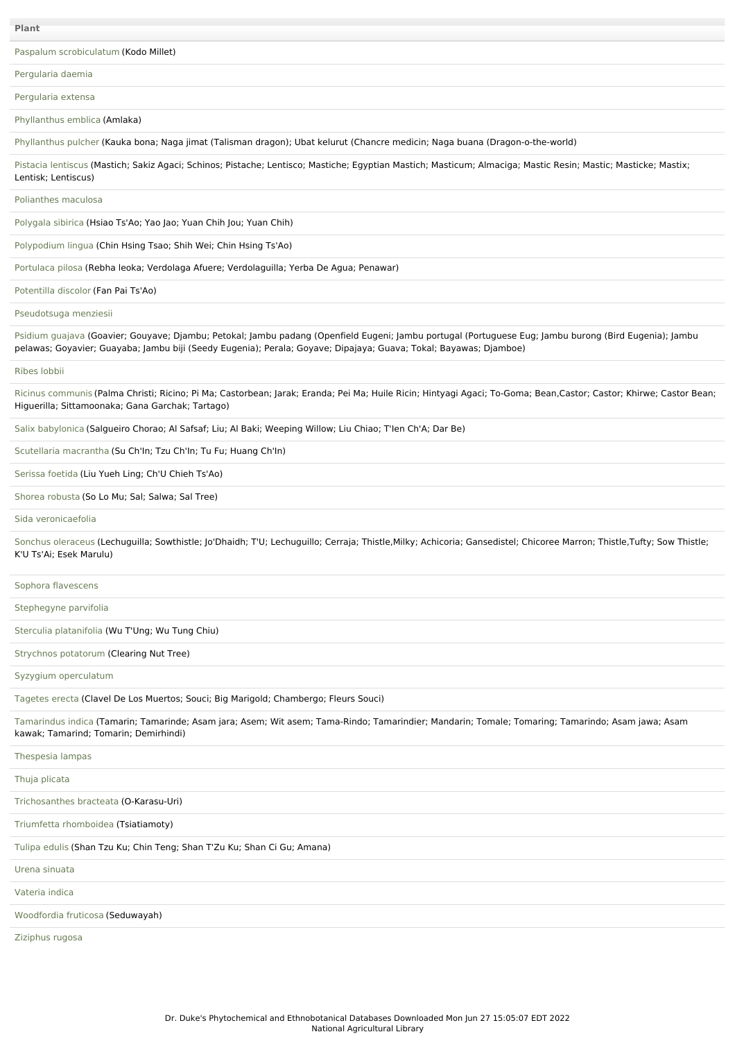| Plant |
| --- |
| Paspalum scrobiculatum (Kodo Millet) |
| Pergularia daemia |
| Pergularia extensa |
| Phyllanthus emblica (Amlaka) |
| Phyllanthus pulcher (Kauka bona; Naga jimat (Talisman dragon); Ubat kelurut (Chancre medicin; Naga buana (Dragon-o-the-world) |
| Pistacia lentiscus (Mastich; Sakiz Agaci; Schinos; Pistache; Lentisco; Mastiche; Egyptian Mastich; Masticum; Almaciga; Mastic Resin; Mastic; Masticke; Mastix; Lentisk; Lentiscus) |
| Polianthes maculosa |
| Polygala sibirica (Hsiao Ts'Ao; Yao Jao; Yuan Chih Jou; Yuan Chih) |
| Polypodium lingua (Chin Hsing Tsao; Shih Wei; Chin Hsing Ts'Ao) |
| Portulaca pilosa (Rebha leoka; Verdolaga Afuere; Verdolaguilla; Yerba De Agua; Penawar) |
| Potentilla discolor (Fan Pai Ts'Ao) |
| Pseudotsuga menziesii |
| Psidium guajava (Goavier; Gouyave; Djambu; Petokal; Jambu padang (Openfield Eugeni; Jambu portugal (Portuguese Eug; Jambu burong (Bird Eugenia); Jambu pelawas; Goyavier; Guayaba; Jambu biji (Seedy Eugenia); Perala; Goyave; Dipajaya; Guava; Tokal; Bayawas; Djamboe) |
| Ribes lobbii |
| Ricinus communis (Palma Christi; Ricino; Pi Ma; Castorbean; Jarak; Eranda; Pei Ma; Huile Ricin; Hintyagi Agaci; To-Goma; Bean,Castor; Castor; Khirwe; Castor Bean; Higuerilla; Sittamoonaka; Gana Garchak; Tartago) |
| Salix babylonica (Salgueiro Chorao; Al Safsaf; Liu; Al Baki; Weeping Willow; Liu Chiao; T'Ien Ch'A; Dar Be) |
| Scutellaria macrantha (Su Ch'In; Tzu Ch'In; Tu Fu; Huang Ch'In) |
| Serissa foetida (Liu Yueh Ling; Ch'U Chieh Ts'Ao) |
| Shorea robusta (So Lo Mu; Sal; Salwa; Sal Tree) |
| Sida veronicaefolia |
| Sonchus oleraceus (Lechuguilla; Sowthistle; Jo'Dhaidh; T'U; Lechuguillo; Cerraja; Thistle,Milky; Achicoria; Gansedistel; Chicoree Marron; Thistle,Tufty; Sow Thistle; K'U Ts'Ai; Esek Marulu) |
| Sophora flavescens |
| Stephegyne parvifolia |
| Sterculia platanifolia (Wu T'Ung; Wu Tung Chiu) |
| Strychnos potatorum (Clearing Nut Tree) |
| Syzygium operculatum |
| Tagetes erecta (Clavel De Los Muertos; Souci; Big Marigold; Chambergo; Fleurs Souci) |
| Tamarindus indica (Tamarin; Tamarinde; Asam jara; Asem; Wit asem; Tama-Rindo; Tamarindier; Mandarin; Tomale; Tomaring; Tamarindo; Asam jawa; Asam kawak; Tamarind; Tomarin; Demirhindi) |
| Thespesia lampas |
| Thuja plicata |
| Trichosanthes bracteata (O-Karasu-Uri) |
| Triumfetta rhomboidea (Tsiatiamoty) |
| Tulipa edulis (Shan Tzu Ku; Chin Teng; Shan T'Zu Ku; Shan Ci Gu; Amana) |
| Urena sinuata |
| Vateria indica |
| Woodfordia fruticosa (Seduwayah) |
| Ziziphus rugosa |

Dr. Duke's Phytochemical and Ethnobotanical Databases Downloaded Mon Jun 27 15:05:07 EDT 2022
National Agricultural Library